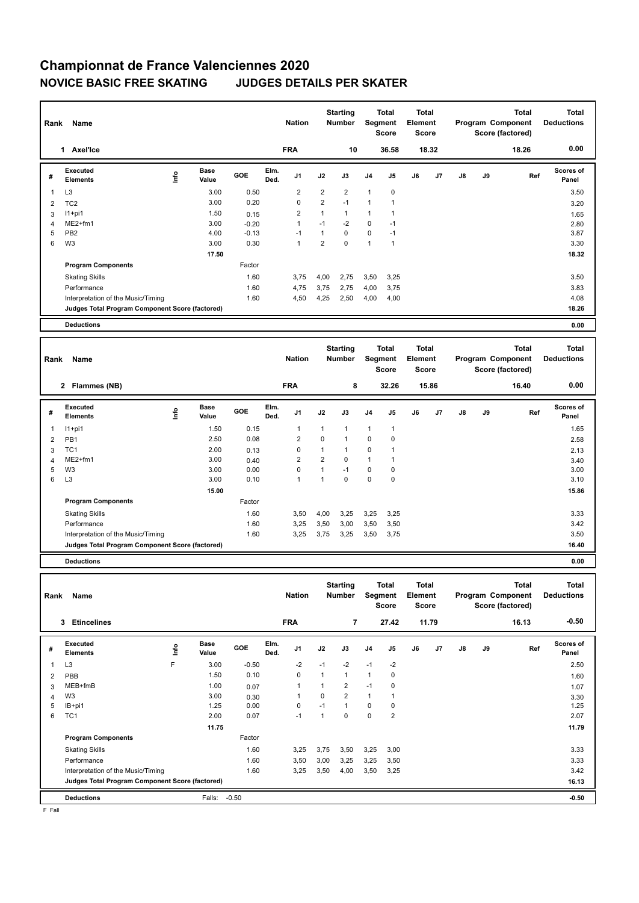# Championnat de France Valenciennes 2020

## NOVICE BASIC FREE SKATING JUDGES DETAILS PER SKATER

| Rank | Name | Nation | Starting Number | Total Segment Score | Total Element Score | Total Program Component Score (factored) | Total Deductions |
|---|---|---|---|---|---|---|---|
| 1 | Axel'Ice | FRA | 10 | 36.58 | 18.32 | 18.26 | 0.00 |

| # | Executed Elements | Info | Base Value | GOE | Elm. Ded. | J1 | J2 | J3 | J4 | J5 | J6 | J7 | J8 | J9 | Ref | Scores of Panel |
|---|---|---|---|---|---|---|---|---|---|---|---|---|---|---|---|---|
| 1 | L3 | | 3.00 | 0.50 | | 2 | 2 | 2 | 1 | 0 | | | | | | 3.50 |
| 2 | TC2 | | 3.00 | 0.20 | | 0 | 2 | -1 | 1 | 1 | | | | | | 3.20 |
| 3 | I1+pi1 | | 1.50 | 0.15 | | 2 | 1 | 1 | 1 | 1 | | | | | | 1.65 |
| 4 | ME2+fm1 | | 3.00 | -0.20 | | 1 | -1 | -2 | 0 | -1 | | | | | | 2.80 |
| 5 | PB2 | | 4.00 | -0.13 | | -1 | 1 | 0 | 0 | -1 | | | | | | 3.87 |
| 6 | W3 | | 3.00 | 0.30 | | 1 | 2 | 0 | 1 | 1 | | | | | | 3.30 |
| | | | 17.50 | | | | | | | | | | | | | 18.32 |
| | **Program Components** | | | Factor | | | | | | | | | | | | |
| | Skating Skills | | | 1.60 | | 3,75 | 4,00 | 2,75 | 3,50 | 3,25 | | | | | | 3.50 |
| | Performance | | | 1.60 | | 4,75 | 3,75 | 2,75 | 4,00 | 3,75 | | | | | | 3.83 |
| | Interpretation of the Music/Timing | | | 1.60 | | 4,50 | 4,25 | 2,50 | 4,00 | 4,00 | | | | | | 4.08 |
| | **Judges Total Program Component Score (factored)** | | | | | | | | | | | | | | | 18.26 |
| | **Deductions** | | | | | | | | | | | | | | | 0.00 |

| Rank | Name | Nation | Starting Number | Total Segment Score | Total Element Score | Total Program Component Score (factored) | Total Deductions |
|---|---|---|---|---|---|---|---|
| 2 | Flammes (NB) | FRA | 8 | 32.26 | 15.86 | 16.40 | 0.00 |

| # | Executed Elements | Info | Base Value | GOE | Elm. Ded. | J1 | J2 | J3 | J4 | J5 | J6 | J7 | J8 | J9 | Ref | Scores of Panel |
|---|---|---|---|---|---|---|---|---|---|---|---|---|---|---|---|---|
| 1 | I1+pi1 | | 1.50 | 0.15 | | 1 | 1 | 1 | 1 | 1 | | | | | | 1.65 |
| 2 | PB1 | | 2.50 | 0.08 | | 2 | 0 | 1 | 0 | 0 | | | | | | 2.58 |
| 3 | TC1 | | 2.00 | 0.13 | | 0 | 1 | 1 | 0 | 1 | | | | | | 2.13 |
| 4 | ME2+fm1 | | 3.00 | 0.40 | | 2 | 2 | 0 | 1 | 1 | | | | | | 3.40 |
| 5 | W3 | | 3.00 | 0.00 | | 0 | 1 | -1 | 0 | 0 | | | | | | 3.00 |
| 6 | L3 | | 3.00 | 0.10 | | 1 | 1 | 0 | 0 | 0 | | | | | | 3.10 |
| | | | 15.00 | | | | | | | | | | | | | 15.86 |
| | **Program Components** | | | Factor | | | | | | | | | | | | |
| | Skating Skills | | | 1.60 | | 3,50 | 4,00 | 3,25 | 3,25 | 3,25 | | | | | | 3.33 |
| | Performance | | | 1.60 | | 3,25 | 3,50 | 3,00 | 3,50 | 3,50 | | | | | | 3.42 |
| | Interpretation of the Music/Timing | | | 1.60 | | 3,25 | 3,75 | 3,25 | 3,50 | 3,75 | | | | | | 3.50 |
| | **Judges Total Program Component Score (factored)** | | | | | | | | | | | | | | | 16.40 |
| | **Deductions** | | | | | | | | | | | | | | | 0.00 |

| Rank | Name | Nation | Starting Number | Total Segment Score | Total Element Score | Total Program Component Score (factored) | Total Deductions |
|---|---|---|---|---|---|---|---|
| 3 | Etincelines | FRA | 7 | 27.42 | 11.79 | 16.13 | -0.50 |

| # | Executed Elements | Info | Base Value | GOE | Elm. Ded. | J1 | J2 | J3 | J4 | J5 | J6 | J7 | J8 | J9 | Ref | Scores of Panel |
|---|---|---|---|---|---|---|---|---|---|---|---|---|---|---|---|---|
| 1 | L3 | F | 3.00 | -0.50 | | -2 | -1 | -2 | -1 | -2 | | | | | | 2.50 |
| 2 | PBB | | 1.50 | 0.10 | | 0 | 1 | 1 | 1 | 0 | | | | | | 1.60 |
| 3 | MEB+fmB | | 1.00 | 0.07 | | 1 | 1 | 2 | -1 | 0 | | | | | | 1.07 |
| 4 | W3 | | 3.00 | 0.30 | | 1 | 0 | 2 | 1 | 1 | | | | | | 3.30 |
| 5 | IB+pi1 | | 1.25 | 0.00 | | 0 | -1 | 1 | 0 | 0 | | | | | | 1.25 |
| 6 | TC1 | | 2.00 | 0.07 | | -1 | 1 | 0 | 0 | 2 | | | | | | 2.07 |
| | | | 11.75 | | | | | | | | | | | | | 11.79 |
| | **Program Components** | | | Factor | | | | | | | | | | | | |
| | Skating Skills | | | 1.60 | | 3,25 | 3,75 | 3,50 | 3,25 | 3,00 | | | | | | 3.33 |
| | Performance | | | 1.60 | | 3,50 | 3,00 | 3,25 | 3,25 | 3,50 | | | | | | 3.33 |
| | Interpretation of the Music/Timing | | | 1.60 | | 3,25 | 3,50 | 4,00 | 3,50 | 3,25 | | | | | | 3.42 |
| | **Judges Total Program Component Score (factored)** | | | | | | | | | | | | | | | 16.13 |
| | **Deductions** | | Falls: | -0.50 | | | | | | | | | | | | -0.50 |

F Fall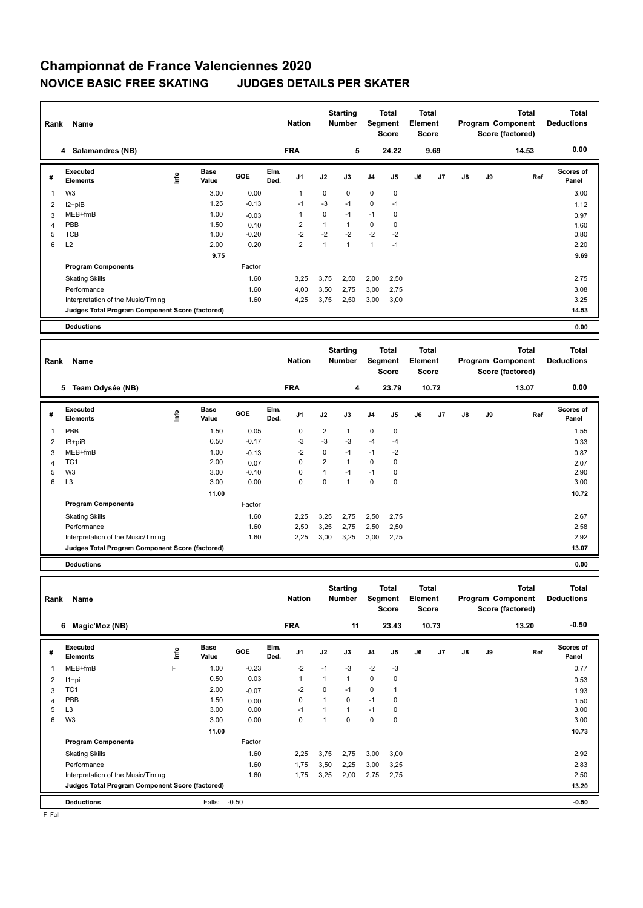# Championnat de France Valenciennes 2020

## NOVICE BASIC FREE SKATING JUDGES DETAILS PER SKATER

| Rank | Name | Nation | Starting Number | Total Segment Score | Total Element Score | Total Program Component Score (factored) | Total Deductions |
|---|---|---|---|---|---|---|---|
| 4 | Salamandres (NB) | FRA | 5 | 24.22 | 9.69 | 14.53 | 0.00 |

| # | Executed Elements | Info | Base Value | GOE | Elm. Ded. | J1 | J2 | J3 | J4 | J5 | J6 | J7 | J8 | J9 | Ref | Scores of Panel |
|---|---|---|---|---|---|---|---|---|---|---|---|---|---|---|---|---|
| 1 | W3 | | 3.00 | 0.00 | | 1 | 0 | 0 | 0 | 0 | | | | | | 3.00 |
| 2 | I2+piB | | 1.25 | -0.13 | | -1 | -3 | -1 | 0 | -1 | | | | | | 1.12 |
| 3 | MEB+fmB | | 1.00 | -0.03 | | 1 | 0 | -1 | -1 | 0 | | | | | | 0.97 |
| 4 | PBB | | 1.50 | 0.10 | | 2 | 1 | 1 | 0 | 0 | | | | | | 1.60 |
| 5 | TCB | | 1.00 | -0.20 | | -2 | -2 | -2 | -2 | -2 | | | | | | 0.80 |
| 6 | L2 | | 2.00 | 0.20 | | 2 | 1 | 1 | 1 | -1 | | | | | | 2.20 |
| | | | 9.75 | | | | | | | | | | | | | 9.69 |
| | **Program Components** | | | Factor | | | | | | | | | | | | |
| | Skating Skills | | | 1.60 | | 3,25 | 3,75 | 2,50 | 2,00 | 2,50 | | | | | | 2.75 |
| | Performance | | | 1.60 | | 4,00 | 3,50 | 2,75 | 3,00 | 2,75 | | | | | | 3.08 |
| | Interpretation of the Music/Timing | | | 1.60 | | 4,25 | 3,75 | 2,50 | 3,00 | 3,00 | | | | | | 3.25 |
| | **Judges Total Program Component Score (factored)** | | | | | | | | | | | | | | | 14.53 |
| | **Deductions** | | | | | | | | | | | | | | | 0.00 |

| Rank | Name | Nation | Starting Number | Total Segment Score | Total Element Score | Total Program Component Score (factored) | Total Deductions |
|---|---|---|---|---|---|---|---|
| 5 | Team Odysée (NB) | FRA | 4 | 23.79 | 10.72 | 13.07 | 0.00 |

| # | Executed Elements | Info | Base Value | GOE | Elm. Ded. | J1 | J2 | J3 | J4 | J5 | J6 | J7 | J8 | J9 | Ref | Scores of Panel |
|---|---|---|---|---|---|---|---|---|---|---|---|---|---|---|---|---|
| 1 | PBB | | 1.50 | 0.05 | | 0 | 2 | 1 | 0 | 0 | | | | | | 1.55 |
| 2 | IB+piB | | 0.50 | -0.17 | | -3 | -3 | -3 | -4 | -4 | | | | | | 0.33 |
| 3 | MEB+fmB | | 1.00 | -0.13 | | -2 | 0 | -1 | -1 | -2 | | | | | | 0.87 |
| 4 | TC1 | | 2.00 | 0.07 | | 0 | 2 | 1 | 0 | 0 | | | | | | 2.07 |
| 5 | W3 | | 3.00 | -0.10 | | 0 | 1 | -1 | -1 | 0 | | | | | | 2.90 |
| 6 | L3 | | 3.00 | 0.00 | | 0 | 0 | 1 | 0 | 0 | | | | | | 3.00 |
| | | | 11.00 | | | | | | | | | | | | | 10.72 |
| | **Program Components** | | | Factor | | | | | | | | | | | | |
| | Skating Skills | | | 1.60 | | 2,25 | 3,25 | 2,75 | 2,50 | 2,75 | | | | | | 2.67 |
| | Performance | | | 1.60 | | 2,50 | 3,25 | 2,75 | 2,50 | 2,50 | | | | | | 2.58 |
| | Interpretation of the Music/Timing | | | 1.60 | | 2,25 | 3,00 | 3,25 | 3,00 | 2,75 | | | | | | 2.92 |
| | **Judges Total Program Component Score (factored)** | | | | | | | | | | | | | | | 13.07 |
| | **Deductions** | | | | | | | | | | | | | | | 0.00 |

| Rank | Name | Nation | Starting Number | Total Segment Score | Total Element Score | Total Program Component Score (factored) | Total Deductions |
|---|---|---|---|---|---|---|---|
| 6 | Magic'Moz (NB) | FRA | 11 | 23.43 | 10.73 | 13.20 | -0.50 |

| # | Executed Elements | Info | Base Value | GOE | Elm. Ded. | J1 | J2 | J3 | J4 | J5 | J6 | J7 | J8 | J9 | Ref | Scores of Panel |
|---|---|---|---|---|---|---|---|---|---|---|---|---|---|---|---|---|
| 1 | MEB+fmB | F | 1.00 | -0.23 | | -2 | -1 | -3 | -2 | -3 | | | | | | 0.77 |
| 2 | I1+pi | | 0.50 | 0.03 | | 1 | 1 | 1 | 0 | 0 | | | | | | 0.53 |
| 3 | TC1 | | 2.00 | -0.07 | | -2 | 0 | -1 | 0 | 1 | | | | | | 1.93 |
| 4 | PBB | | 1.50 | 0.00 | | 0 | 1 | 0 | -1 | 0 | | | | | | 1.50 |
| 5 | L3 | | 3.00 | 0.00 | | -1 | 1 | 1 | -1 | 0 | | | | | | 3.00 |
| 6 | W3 | | 3.00 | 0.00 | | 0 | 1 | 0 | 0 | 0 | | | | | | 3.00 |
| | | | 11.00 | | | | | | | | | | | | | 10.73 |
| | **Program Components** | | | Factor | | | | | | | | | | | | |
| | Skating Skills | | | 1.60 | | 2,25 | 3,75 | 2,75 | 3,00 | 3,00 | | | | | | 2.92 |
| | Performance | | | 1.60 | | 1,75 | 3,50 | 2,25 | 3,00 | 3,25 | | | | | | 2.83 |
| | Interpretation of the Music/Timing | | | 1.60 | | 1,75 | 3,25 | 2,00 | 2,75 | 2,75 | | | | | | 2.50 |
| | **Judges Total Program Component Score (factored)** | | | | | | | | | | | | | | | 13.20 |
| | **Deductions** | | Falls: | -0.50 | | | | | | | | | | | | -0.50 |

F Fall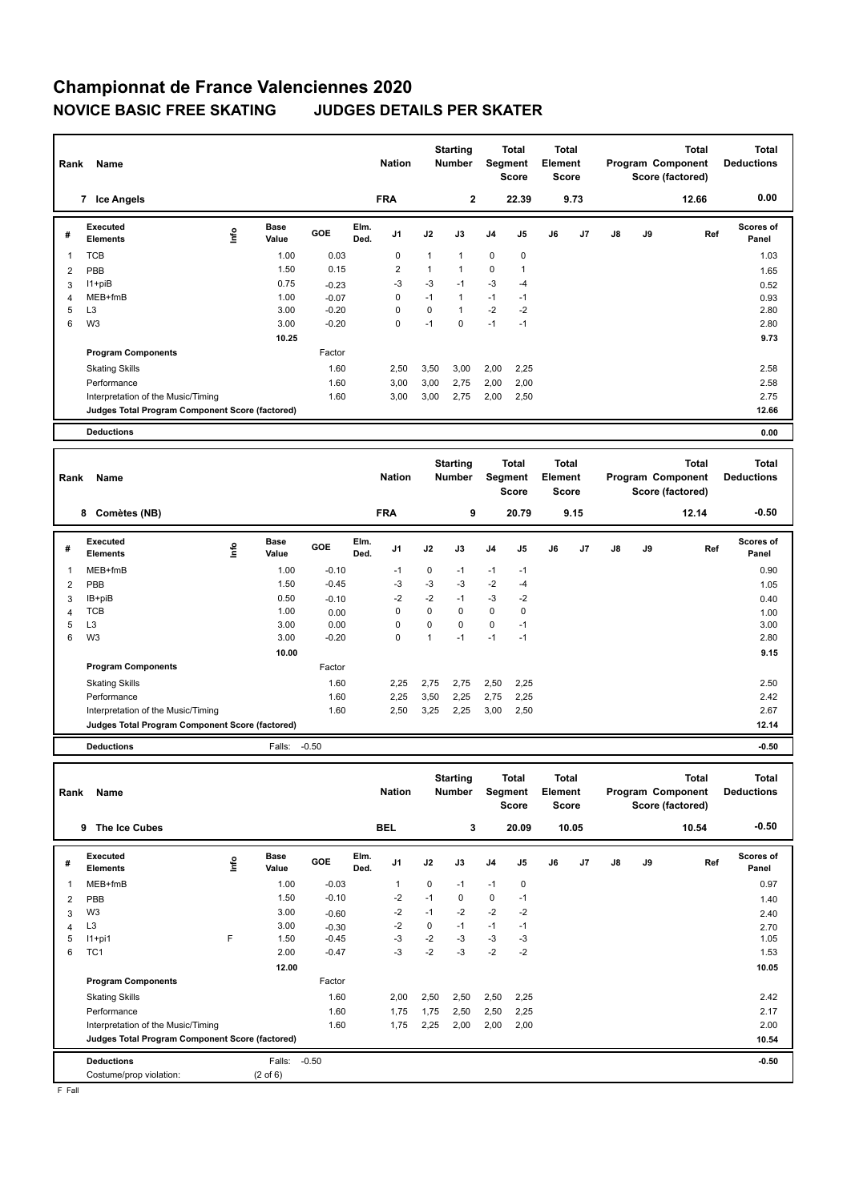# Championnat de France Valenciennes 2020

## NOVICE BASIC FREE SKATING JUDGES DETAILS PER SKATER

| Rank | Name | Nation | Starting Number | Total Segment Score | Total Element Score | Total Program Component Score (factored) | Total Deductions |
|---|---|---|---|---|---|---|---|
| 7 | Ice Angels | FRA | 2 | 22.39 | 9.73 | 12.66 | 0.00 |

| # | Executed Elements | Info | Base Value | GOE | Elm. Ded. | J1 | J2 | J3 | J4 | J5 | J6 | J7 | J8 | J9 | Ref | Scores of Panel |
|---|---|---|---|---|---|---|---|---|---|---|---|---|---|---|---|---|
| 1 | TCB | | 1.00 | 0.03 | | 0 | 1 | 1 | 0 | 0 | | | | | | 1.03 |
| 2 | PBB | | 1.50 | 0.15 | | 2 | 1 | 1 | 0 | 1 | | | | | | 1.65 |
| 3 | I1+piB | | 0.75 | -0.23 | | -3 | -3 | -1 | -3 | -4 | | | | | | 0.52 |
| 4 | MEB+fmB | | 1.00 | -0.07 | | 0 | -1 | 1 | -1 | -1 | | | | | | 0.93 |
| 5 | L3 | | 3.00 | -0.20 | | 0 | 0 | 1 | -2 | -2 | | | | | | 2.80 |
| 6 | W3 | | 3.00 | -0.20 | | 0 | -1 | 0 | -1 | -1 | | | | | | 2.80 |
| | | | 10.25 | | | | | | | | | | | | | 9.73 |
| | **Program Components** | | | Factor | | | | | | | | | | | | |
| | Skating Skills | | | 1.60 | | 2,50 | 3,50 | 3,00 | 2,00 | 2,25 | | | | | | 2.58 |
| | Performance | | | 1.60 | | 3,00 | 3,00 | 2,75 | 2,00 | 2,00 | | | | | | 2.58 |
| | Interpretation of the Music/Timing | | | 1.60 | | 3,00 | 3,00 | 2,75 | 2,00 | 2,50 | | | | | | 2.75 |
| | **Judges Total Program Component Score (factored)** | | | | | | | | | | | | | | | 12.66 |
| | **Deductions** | | | | | | | | | | | | | | | 0.00 |

| Rank | Name | Nation | Starting Number | Total Segment Score | Total Element Score | Total Program Component Score (factored) | Total Deductions |
|---|---|---|---|---|---|---|---|
| 8 | Comètes (NB) | FRA | 9 | 20.79 | 9.15 | 12.14 | -0.50 |

| # | Executed Elements | Info | Base Value | GOE | Elm. Ded. | J1 | J2 | J3 | J4 | J5 | J6 | J7 | J8 | J9 | Ref | Scores of Panel |
|---|---|---|---|---|---|---|---|---|---|---|---|---|---|---|---|---|
| 1 | MEB+fmB | | 1.00 | -0.10 | | -1 | 0 | -1 | -1 | -1 | | | | | | 0.90 |
| 2 | PBB | | 1.50 | -0.45 | | -3 | -3 | -3 | -2 | -4 | | | | | | 1.05 |
| 3 | IB+piB | | 0.50 | -0.10 | | -2 | -2 | -1 | -3 | -2 | | | | | | 0.40 |
| 4 | TCB | | 1.00 | 0.00 | | 0 | 0 | 0 | 0 | 0 | | | | | | 1.00 |
| 5 | L3 | | 3.00 | 0.00 | | 0 | 0 | 0 | 0 | -1 | | | | | | 3.00 |
| 6 | W3 | | 3.00 | -0.20 | | 0 | 1 | -1 | -1 | -1 | | | | | | 2.80 |
| | | | 10.00 | | | | | | | | | | | | | 9.15 |
| | **Program Components** | | | Factor | | | | | | | | | | | | |
| | Skating Skills | | | 1.60 | | 2,25 | 2,75 | 2,75 | 2,50 | 2,25 | | | | | | 2.50 |
| | Performance | | | 1.60 | | 2,25 | 3,50 | 2,25 | 2,75 | 2,25 | | | | | | 2.42 |
| | Interpretation of the Music/Timing | | | 1.60 | | 2,50 | 3,25 | 2,25 | 3,00 | 2,50 | | | | | | 2.67 |
| | **Judges Total Program Component Score (factored)** | | | | | | | | | | | | | | | 12.14 |
| | **Deductions** | | Falls: | -0.50 | | | | | | | | | | | | -0.50 |

| Rank | Name | Nation | Starting Number | Total Segment Score | Total Element Score | Total Program Component Score (factored) | Total Deductions |
|---|---|---|---|---|---|---|---|
| 9 | The Ice Cubes | BEL | 3 | 20.09 | 10.05 | 10.54 | -0.50 |

| # | Executed Elements | Info | Base Value | GOE | Elm. Ded. | J1 | J2 | J3 | J4 | J5 | J6 | J7 | J8 | J9 | Ref | Scores of Panel |
|---|---|---|---|---|---|---|---|---|---|---|---|---|---|---|---|---|
| 1 | MEB+fmB | | 1.00 | -0.03 | | 1 | 0 | -1 | -1 | 0 | | | | | | 0.97 |
| 2 | PBB | | 1.50 | -0.10 | | -2 | -1 | 0 | 0 | -1 | | | | | | 1.40 |
| 3 | W3 | | 3.00 | -0.60 | | -2 | -1 | -2 | -2 | -2 | | | | | | 2.40 |
| 4 | L3 | | 3.00 | -0.30 | | -2 | 0 | -1 | -1 | -1 | | | | | | 2.70 |
| 5 | I1+pi1 | F | 1.50 | -0.45 | | -3 | -2 | -3 | -3 | -3 | | | | | | 1.05 |
| 6 | TC1 | | 2.00 | -0.47 | | -3 | -2 | -3 | -2 | -2 | | | | | | 1.53 |
| | | | 12.00 | | | | | | | | | | | | | 10.05 |
| | **Program Components** | | | Factor | | | | | | | | | | | | |
| | Skating Skills | | | 1.60 | | 2,00 | 2,50 | 2,50 | 2,50 | 2,25 | | | | | | 2.42 |
| | Performance | | | 1.60 | | 1,75 | 1,75 | 2,50 | 2,50 | 2,25 | | | | | | 2.17 |
| | Interpretation of the Music/Timing | | | 1.60 | | 1,75 | 2,25 | 2,00 | 2,00 | 2,00 | | | | | | 2.00 |
| | **Judges Total Program Component Score (factored)** | | | | | | | | | | | | | | | 10.54 |
| | **Deductions** | | Falls: | -0.50 | | | | | | | | | | | | -0.50 |
| | Costume/prop violation: | | (2 of 6) | | | | | | | | | | | | | |

F Fall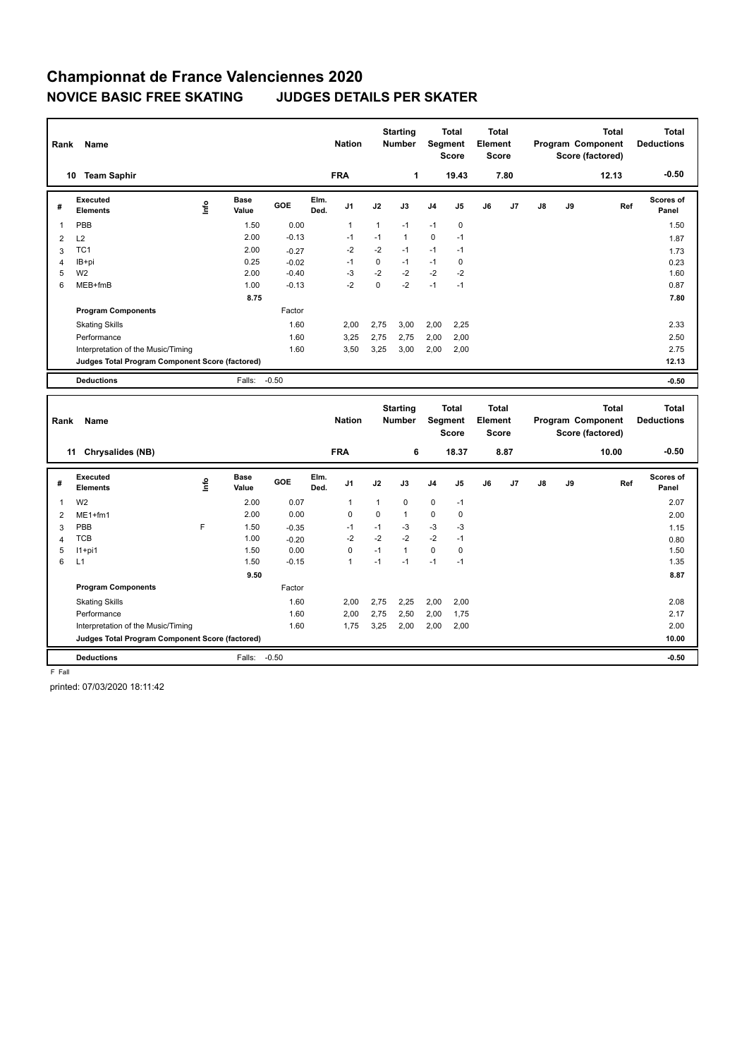# Championnat de France Valenciennes 2020

## NOVICE BASIC FREE SKATING JUDGES DETAILS PER SKATER

| Rank | Name | Nation | Starting Number | Total Segment Score | Total Element Score | Total Program Component Score (factored) | Total Deductions |
|---|---|---|---|---|---|---|---|
| 10 | Team Saphir | FRA | 1 | 19.43 | 7.80 | 12.13 | -0.50 |

| # | Executed Elements | Info | Base Value | GOE | Elm. Ded. | J1 | J2 | J3 | J4 | J5 | J6 | J7 | J8 | J9 | Ref | Scores of Panel |
|---|---|---|---|---|---|---|---|---|---|---|---|---|---|---|---|---|
| 1 | PBB | | 1.50 | 0.00 | | 1 | 1 | -1 | -1 | 0 | | | | | | 1.50 |
| 2 | L2 | | 2.00 | -0.13 | | -1 | -1 | 1 | 0 | -1 | | | | | | 1.87 |
| 3 | TC1 | | 2.00 | -0.27 | | -2 | -2 | -1 | -1 | -1 | | | | | | 1.73 |
| 4 | IB+pi | | 0.25 | -0.02 | | -1 | 0 | -1 | -1 | 0 | | | | | | 0.23 |
| 5 | W2 | | 2.00 | -0.40 | | -3 | -2 | -2 | -2 | -2 | | | | | | 1.60 |
| 6 | MEB+fmB | | 1.00 | -0.13 | | -2 | 0 | -2 | -1 | -1 | | | | | | 0.87 |
| | | | 8.75 | | | | | | | | | | | | | 7.80 |
| | **Program Components** | | | Factor | | | | | | | | | | | | |
| | Skating Skills | | | 1.60 | | 2,00 | 2,75 | 3,00 | 2,00 | 2,25 | | | | | | 2.33 |
| | Performance | | | 1.60 | | 3,25 | 2,75 | 2,75 | 2,00 | 2,00 | | | | | | 2.50 |
| | Interpretation of the Music/Timing | | | 1.60 | | 3,50 | 3,25 | 3,00 | 2,00 | 2,00 | | | | | | 2.75 |
| | **Judges Total Program Component Score (factored)** | | | | | | | | | | | | | | | 12.13 |
| | **Deductions** | | Falls: | -0.50 | | | | | | | | | | | | -0.50 |

| Rank | Name | Nation | Starting Number | Total Segment Score | Total Element Score | Total Program Component Score (factored) | Total Deductions |
|---|---|---|---|---|---|---|---|
| 11 | Chrysalides (NB) | FRA | 6 | 18.37 | 8.87 | 10.00 | -0.50 |

| # | Executed Elements | Info | Base Value | GOE | Elm. Ded. | J1 | J2 | J3 | J4 | J5 | J6 | J7 | J8 | J9 | Ref | Scores of Panel |
|---|---|---|---|---|---|---|---|---|---|---|---|---|---|---|---|---|
| 1 | W2 | | 2.00 | 0.07 | | 1 | 1 | 0 | 0 | -1 | | | | | | 2.07 |
| 2 | ME1+fm1 | | 2.00 | 0.00 | | 0 | 0 | 1 | 0 | 0 | | | | | | 2.00 |
| 3 | PBB | F | 1.50 | -0.35 | | -1 | -1 | -3 | -3 | -3 | | | | | | 1.15 |
| 4 | TCB | | 1.00 | -0.20 | | -2 | -2 | -2 | -2 | -1 | | | | | | 0.80 |
| 5 | I1+pi1 | | 1.50 | 0.00 | | 0 | -1 | 1 | 0 | 0 | | | | | | 1.50 |
| 6 | L1 | | 1.50 | -0.15 | | 1 | -1 | -1 | -1 | -1 | | | | | | 1.35 |
| | | | 9.50 | | | | | | | | | | | | | 8.87 |
| | **Program Components** | | | Factor | | | | | | | | | | | | |
| | Skating Skills | | | 1.60 | | 2,00 | 2,75 | 2,25 | 2,00 | 2,00 | | | | | | 2.08 |
| | Performance | | | 1.60 | | 2,00 | 2,75 | 2,50 | 2,00 | 1,75 | | | | | | 2.17 |
| | Interpretation of the Music/Timing | | | 1.60 | | 1,75 | 3,25 | 2,00 | 2,00 | 2,00 | | | | | | 2.00 |
| | **Judges Total Program Component Score (factored)** | | | | | | | | | | | | | | | 10.00 |
| | **Deductions** | | Falls: | -0.50 | | | | | | | | | | | | -0.50 |

F Fall

printed: 07/03/2020 18:11:42